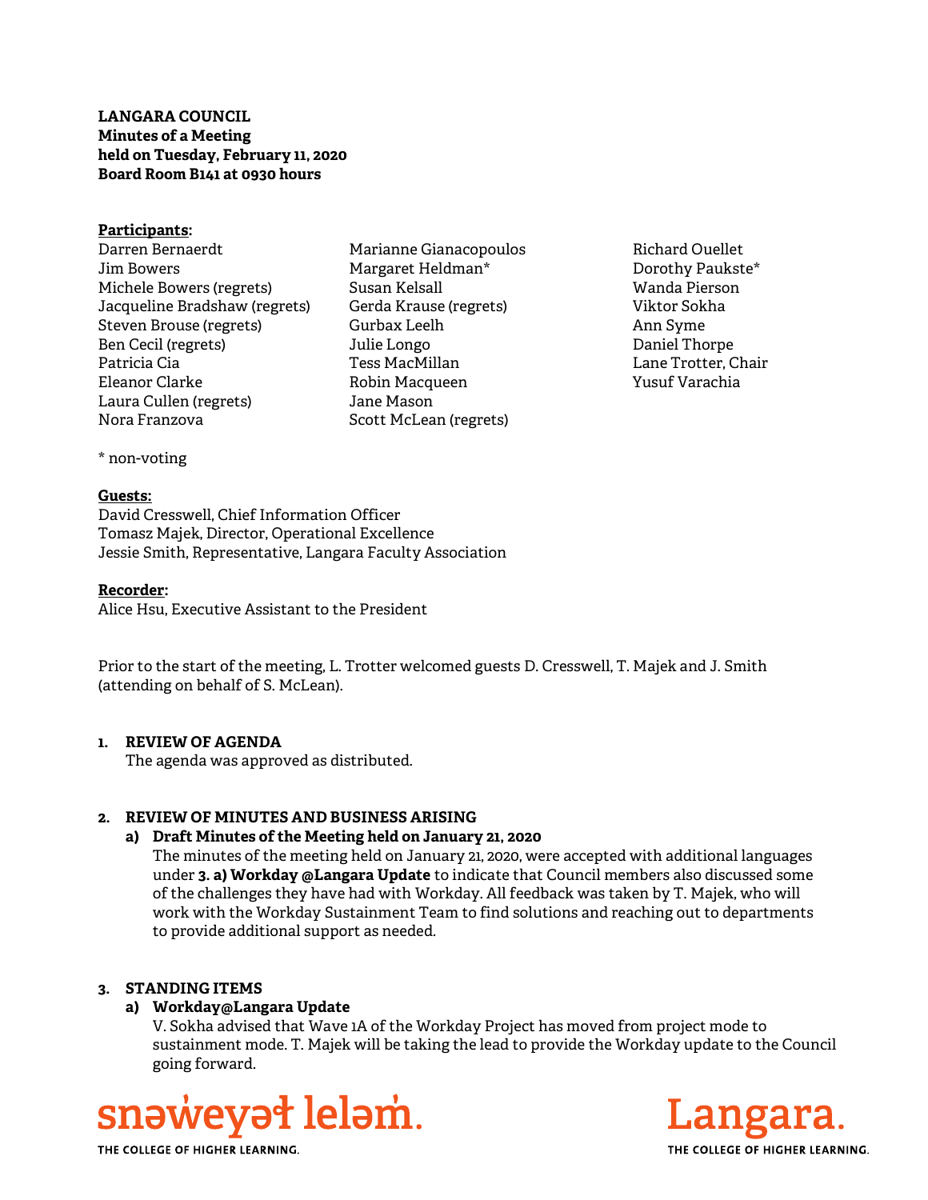**LANGARA COUNCIL**
**Minutes of a Meeting**
**held on Tuesday, February 11, 2020**
**Board Room B141 at 0930 hours**

**Participants:**

Darren Bernaerdt
Jim Bowers
Michele Bowers (regrets)
Jacqueline Bradshaw (regrets)
Steven Brouse (regrets)
Ben Cecil (regrets)
Patricia Cia
Eleanor Clarke
Laura Cullen (regrets)
Nora Franzova
Marianne Gianacopoulos
Margaret Heldman*
Susan Kelsall
Gerda Krause (regrets)
Gurbax Leelh
Julie Longo
Tess MacMillan
Robin Macqueen
Jane Mason
Scott McLean (regrets)
Richard Ouellet
Dorothy Paukste*
Wanda Pierson
Viktor Sokha
Ann Syme
Daniel Thorpe
Lane Trotter, Chair
Yusuf Varachia

\* non-voting

**Guests:**
David Cresswell, Chief Information Officer
Tomasz Majek, Director, Operational Excellence
Jessie Smith, Representative, Langara Faculty Association

**Recorder:**
Alice Hsu, Executive Assistant to the President

Prior to the start of the meeting, L. Trotter welcomed guests D. Cresswell, T. Majek and J. Smith (attending on behalf of S. McLean).

**1. REVIEW OF AGENDA**

The agenda was approved as distributed.

**2. REVIEW OF MINUTES AND BUSINESS ARISING**

**a) Draft Minutes of the Meeting held on January 21, 2020**

The minutes of the meeting held on January 21, 2020, were accepted with additional languages under **3. a) Workday @Langara Update** to indicate that Council members also discussed some of the challenges they have had with Workday. All feedback was taken by T. Majek, who will work with the Workday Sustainment Team to find solutions and reaching out to departments to provide additional support as needed.

**3. STANDING ITEMS**

**a) Workday@Langara Update**

V. Sokha advised that Wave 1A of the Workday Project has moved from project mode to sustainment mode. T. Majek will be taking the lead to provide the Workday update to the Council going forward.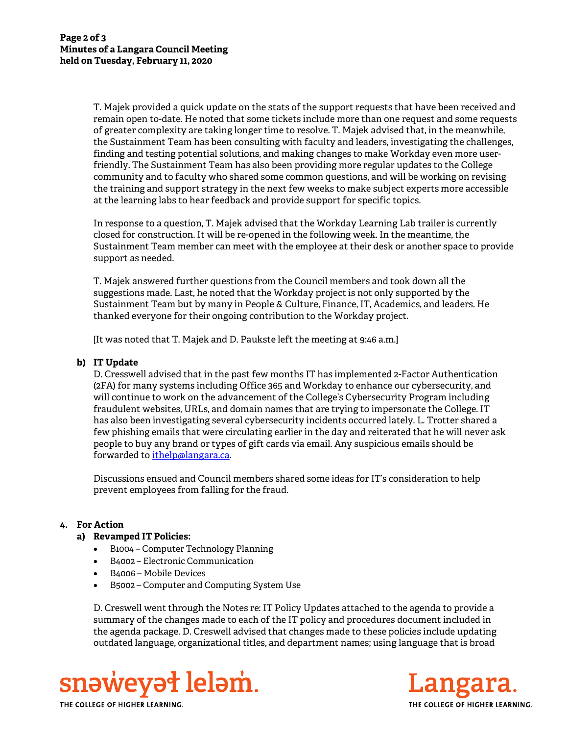T. Majek provided a quick update on the stats of the support requests that have been received and remain open to-date. He noted that some tickets include more than one request and some requests of greater complexity are taking longer time to resolve. T. Majek advised that, in the meanwhile, the Sustainment Team has been consulting with faculty and leaders, investigating the challenges, finding and testing potential solutions, and making changes to make Workday even more user-friendly. The Sustainment Team has also been providing more regular updates to the College community and to faculty who shared some common questions, and will be working on revising the training and support strategy in the next few weeks to make subject experts more accessible at the learning labs to hear feedback and provide support for specific topics.

In response to a question, T. Majek advised that the Workday Learning Lab trailer is currently closed for construction. It will be re-opened in the following week. In the meantime, the Sustainment Team member can meet with the employee at their desk or another space to provide support as needed.

T. Majek answered further questions from the Council members and took down all the suggestions made. Last, he noted that the Workday project is not only supported by the Sustainment Team but by many in People & Culture, Finance, IT, Academics, and leaders. He thanked everyone for their ongoing contribution to the Workday project.

[It was noted that T. Majek and D. Paukste left the meeting at 9:46 a.m.]

**b) IT Update**

D. Cresswell advised that in the past few months IT has implemented 2-Factor Authentication (2FA) for many systems including Office 365 and Workday to enhance our cybersecurity, and will continue to work on the advancement of the College's Cybersecurity Program including fraudulent websites, URLs, and domain names that are trying to impersonate the College. IT has also been investigating several cybersecurity incidents occurred lately. L. Trotter shared a few phishing emails that were circulating earlier in the day and reiterated that he will never ask people to buy any brand or types of gift cards via email. Any suspicious emails should be forwarded to ithelp@langara.ca.

Discussions ensued and Council members shared some ideas for IT's consideration to help prevent employees from falling for the fraud.

## 4. For Action

**a) Revamped IT Policies:**

- B1004 – Computer Technology Planning
- B4002 – Electronic Communication
- B4006 – Mobile Devices
- B5002 – Computer and Computing System Use

D. Creswell went through the Notes re: IT Policy Updates attached to the agenda to provide a summary of the changes made to each of the IT policy and procedures document included in the agenda package. D. Creswell advised that changes made to these policies include updating outdated language, organizational titles, and department names; using language that is broad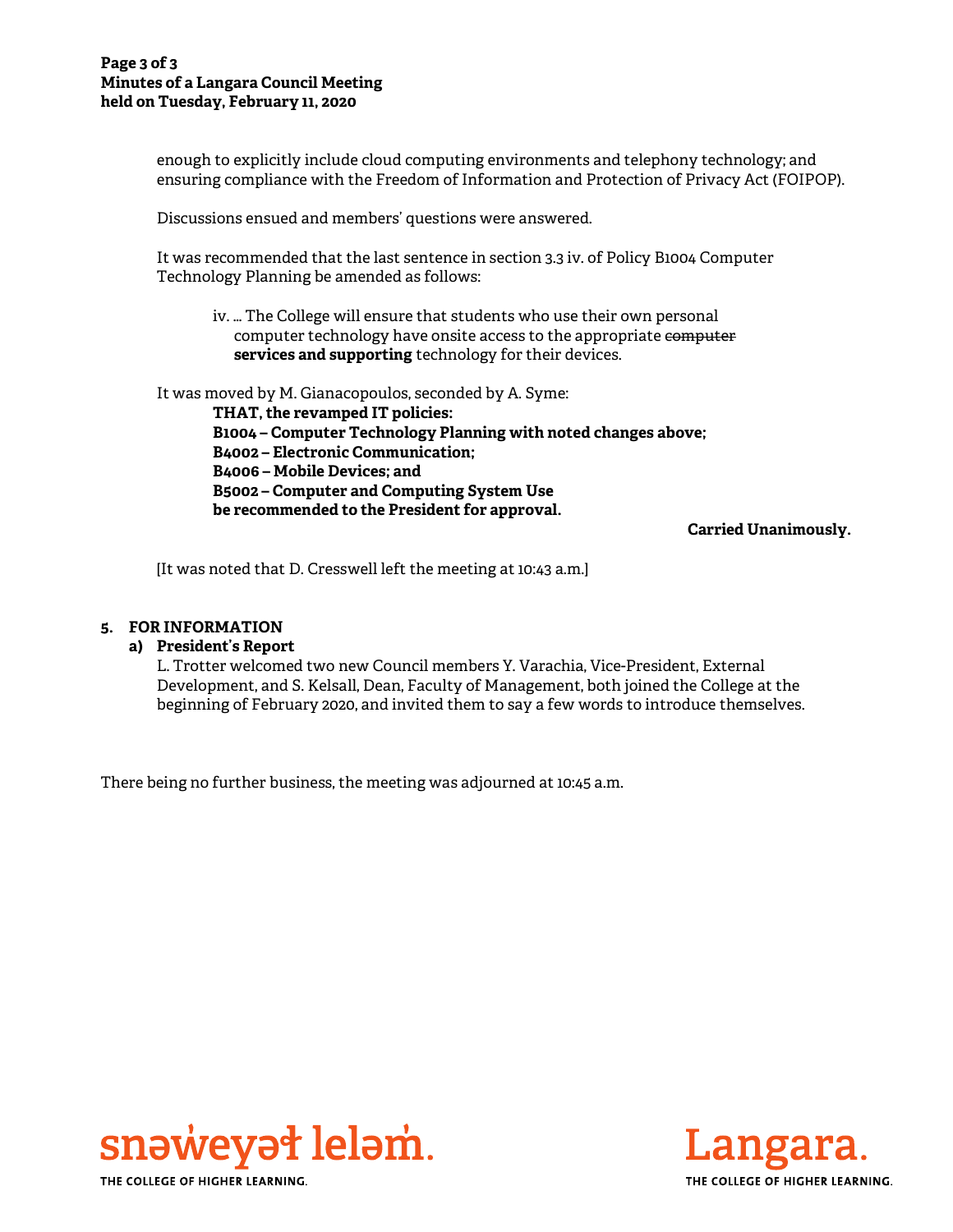enough to explicitly include cloud computing environments and telephony technology; and ensuring compliance with the Freedom of Information and Protection of Privacy Act (FOIPOP).

Discussions ensued and members' questions were answered.

It was recommended that the last sentence in section 3.3 iv. of Policy B1004 Computer Technology Planning be amended as follows:

> iv. … The College will ensure that students who use their own personal computer technology have onsite access to the appropriate ~~computer~~ **services and supporting** technology for their devices.

It was moved by M. Gianacopoulos, seconded by A. Syme:

> **THAT, the revamped IT policies:**
> **B1004 – Computer Technology Planning with noted changes above;**
> **B4002 – Electronic Communication;**
> **B4006 – Mobile Devices; and**
> **B5002 – Computer and Computing System Use**
> **be recommended to the President for approval.**

**Carried Unanimously.**

[It was noted that D. Cresswell left the meeting at 10:43 a.m.]

## 5. FOR INFORMATION

### a) President's Report

L. Trotter welcomed two new Council members Y. Varachia, Vice-President, External Development, and S. Kelsall, Dean, Faculty of Management, both joined the College at the beginning of February 2020, and invited them to say a few words to introduce themselves.

There being no further business, the meeting was adjourned at 10:45 a.m.

snəw̓eyəɬ leləm̓.
THE COLLEGE OF HIGHER LEARNING.

Langara.
THE COLLEGE OF HIGHER LEARNING.